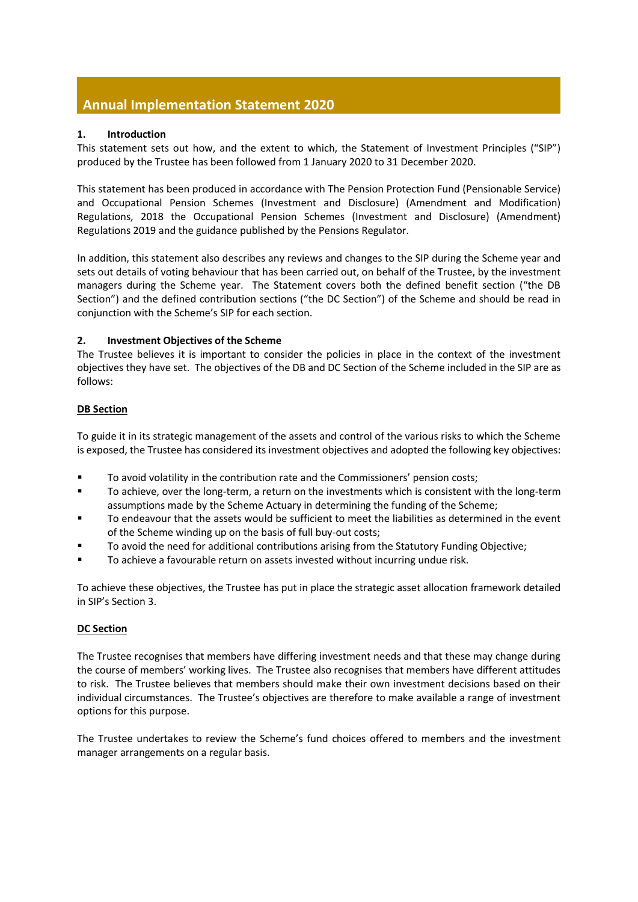# Annual Implementation Statement 2020

## 1. Introduction

This statement sets out how, and the extent to which, the Statement of Investment Principles ("SIP") produced by the Trustee has been followed from 1 January 2020 to 31 December 2020.

This statement has been produced in accordance with The Pension Protection Fund (Pensionable Service) and Occupational Pension Schemes (Investment and Disclosure) (Amendment and Modification) Regulations, 2018 the Occupational Pension Schemes (Investment and Disclosure) (Amendment) Regulations 2019 and the guidance published by the Pensions Regulator.

In addition, this statement also describes any reviews and changes to the SIP during the Scheme year and sets out details of voting behaviour that has been carried out, on behalf of the Trustee, by the investment managers during the Scheme year. The Statement covers both the defined benefit section ("the DB Section") and the defined contribution sections ("the DC Section") of the Scheme and should be read in conjunction with the Scheme's SIP for each section.

## 2. Investment Objectives of the Scheme

The Trustee believes it is important to consider the policies in place in the context of the investment objectives they have set. The objectives of the DB and DC Section of the Scheme included in the SIP are as follows:

### DB Section

To guide it in its strategic management of the assets and control of the various risks to which the Scheme is exposed, the Trustee has considered its investment objectives and adopted the following key objectives:

- To avoid volatility in the contribution rate and the Commissioners' pension costs;
- To achieve, over the long-term, a return on the investments which is consistent with the long-term assumptions made by the Scheme Actuary in determining the funding of the Scheme;
- To endeavour that the assets would be sufficient to meet the liabilities as determined in the event of the Scheme winding up on the basis of full buy-out costs;
- To avoid the need for additional contributions arising from the Statutory Funding Objective;
- To achieve a favourable return on assets invested without incurring undue risk.

To achieve these objectives, the Trustee has put in place the strategic asset allocation framework detailed in SIP's Section 3.

### DC Section

The Trustee recognises that members have differing investment needs and that these may change during the course of members' working lives. The Trustee also recognises that members have different attitudes to risk. The Trustee believes that members should make their own investment decisions based on their individual circumstances. The Trustee's objectives are therefore to make available a range of investment options for this purpose.

The Trustee undertakes to review the Scheme's fund choices offered to members and the investment manager arrangements on a regular basis.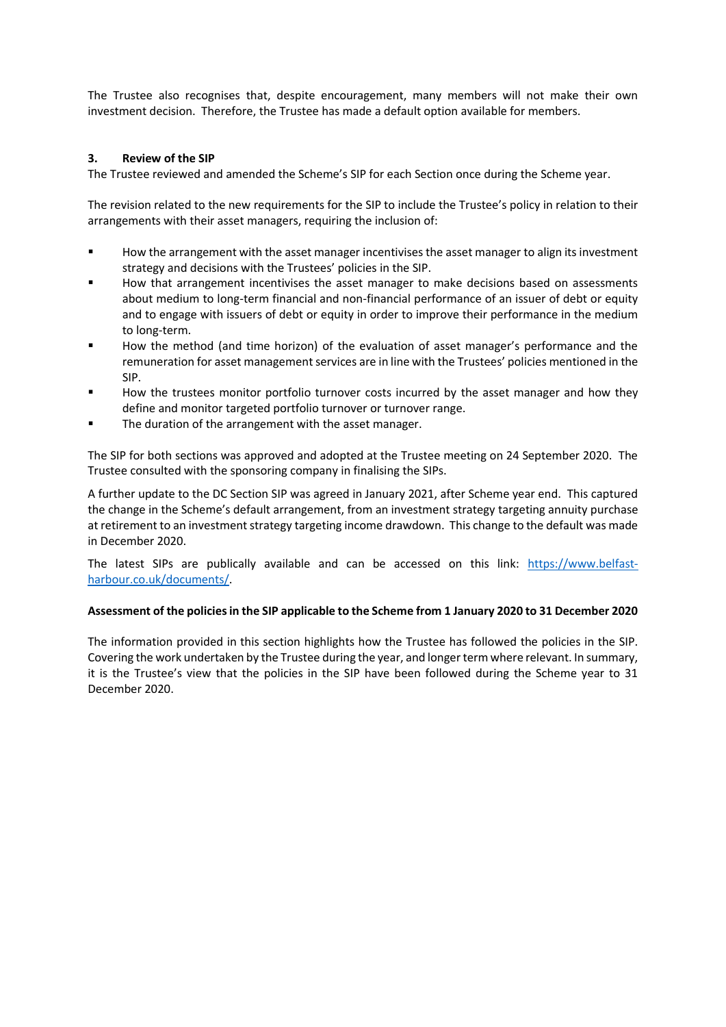The Trustee also recognises that, despite encouragement, many members will not make their own investment decision. Therefore, the Trustee has made a default option available for members.

## 3. Review of the SIP

The Trustee reviewed and amended the Scheme's SIP for each Section once during the Scheme year.

The revision related to the new requirements for the SIP to include the Trustee's policy in relation to their arrangements with their asset managers, requiring the inclusion of:

- How the arrangement with the asset manager incentivises the asset manager to align its investment strategy and decisions with the Trustees' policies in the SIP.
- How that arrangement incentivises the asset manager to make decisions based on assessments about medium to long-term financial and non-financial performance of an issuer of debt or equity and to engage with issuers of debt or equity in order to improve their performance in the medium to long-term.
- How the method (and time horizon) of the evaluation of asset manager's performance and the remuneration for asset management services are in line with the Trustees' policies mentioned in the SIP.
- How the trustees monitor portfolio turnover costs incurred by the asset manager and how they define and monitor targeted portfolio turnover or turnover range.
- The duration of the arrangement with the asset manager.

The SIP for both sections was approved and adopted at the Trustee meeting on 24 September 2020. The Trustee consulted with the sponsoring company in finalising the SIPs.

A further update to the DC Section SIP was agreed in January 2021, after Scheme year end. This captured the change in the Scheme's default arrangement, from an investment strategy targeting annuity purchase at retirement to an investment strategy targeting income drawdown. This change to the default was made in December 2020.

The latest SIPs are publically available and can be accessed on this link: [https://www.belfast-harbour.co.uk/documents/](https://www.belfast-harbour.co.uk/documents/).

**Assessment of the policies in the SIP applicable to the Scheme from 1 January 2020 to 31 December 2020**

The information provided in this section highlights how the Trustee has followed the policies in the SIP. Covering the work undertaken by the Trustee during the year, and longer term where relevant. In summary, it is the Trustee's view that the policies in the SIP have been followed during the Scheme year to 31 December 2020.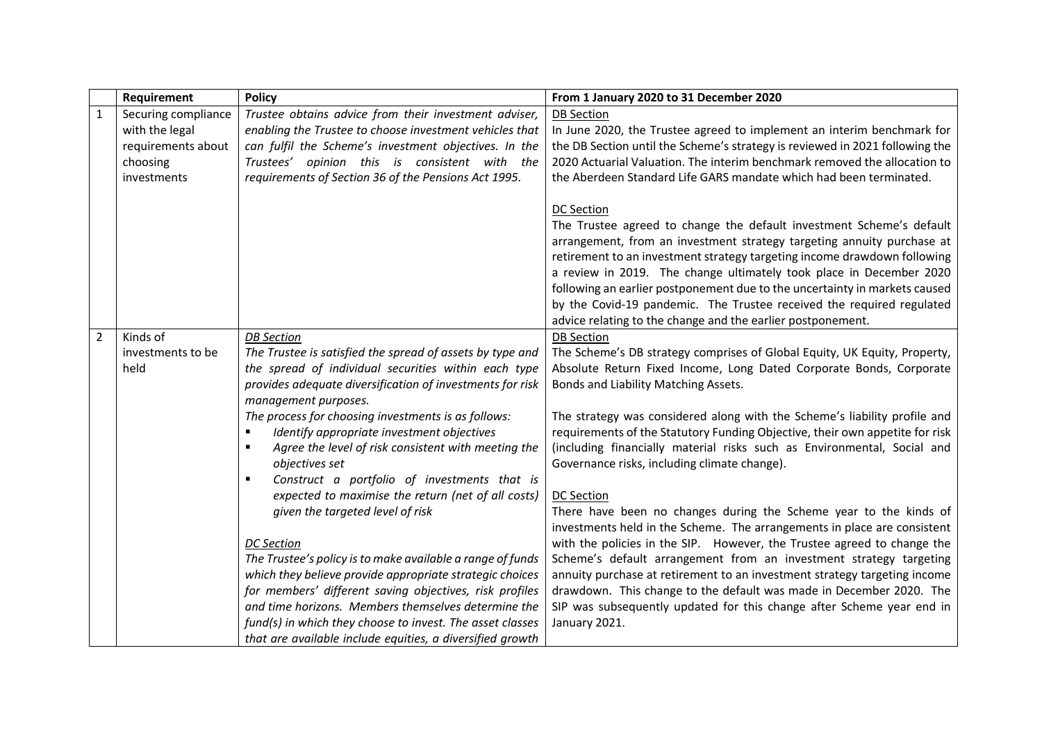| | Requirement | Policy | From 1 January 2020 to 31 December 2020 |
|---|---|---|---|
| 1 | Securing compliance with the legal requirements about choosing investments | *Trustee obtains advice from their investment adviser, enabling the Trustee to choose investment vehicles that can fulfil the Scheme's investment objectives. In the Trustees' opinion this is consistent with the requirements of Section 36 of the Pensions Act 1995.* | DB Section<br>In June 2020, the Trustee agreed to implement an interim benchmark for the DB Section until the Scheme's strategy is reviewed in 2021 following the 2020 Actuarial Valuation. The interim benchmark removed the allocation to the Aberdeen Standard Life GARS mandate which had been terminated.<br><br>DC Section<br>The Trustee agreed to change the default investment Scheme's default arrangement, from an investment strategy targeting annuity purchase at retirement to an investment strategy targeting income drawdown following a review in 2019. The change ultimately took place in December 2020 following an earlier postponement due to the uncertainty in markets caused by the Covid-19 pandemic. The Trustee received the required regulated advice relating to the change and the earlier postponement. |
| 2 | Kinds of investments to be held | *DB Section*<br>*The Trustee is satisfied the spread of assets by type and the spread of individual securities within each type provides adequate diversification of investments for risk management purposes.*<br>*The process for choosing investments is as follows:*<br>▪ *Identify appropriate investment objectives*<br>▪ *Agree the level of risk consistent with meeting the objectives set*<br>▪ *Construct a portfolio of investments that is expected to maximise the return (net of all costs) given the targeted level of risk*<br><br>*DC Section*<br>*The Trustee's policy is to make available a range of funds which they believe provide appropriate strategic choices for members' different saving objectives, risk profiles and time horizons. Members themselves determine the fund(s) in which they choose to invest. The asset classes that are available include equities, a diversified growth* | DB Section<br>The Scheme's DB strategy comprises of Global Equity, UK Equity, Property, Absolute Return Fixed Income, Long Dated Corporate Bonds, Corporate Bonds and Liability Matching Assets.<br><br>The strategy was considered along with the Scheme's liability profile and requirements of the Statutory Funding Objective, their own appetite for risk (including financially material risks such as Environmental, Social and Governance risks, including climate change).<br><br>DC Section<br>There have been no changes during the Scheme year to the kinds of investments held in the Scheme. The arrangements in place are consistent with the policies in the SIP. However, the Trustee agreed to change the Scheme's default arrangement from an investment strategy targeting annuity purchase at retirement to an investment strategy targeting income drawdown. This change to the default was made in December 2020. The SIP was subsequently updated for this change after Scheme year end in January 2021. |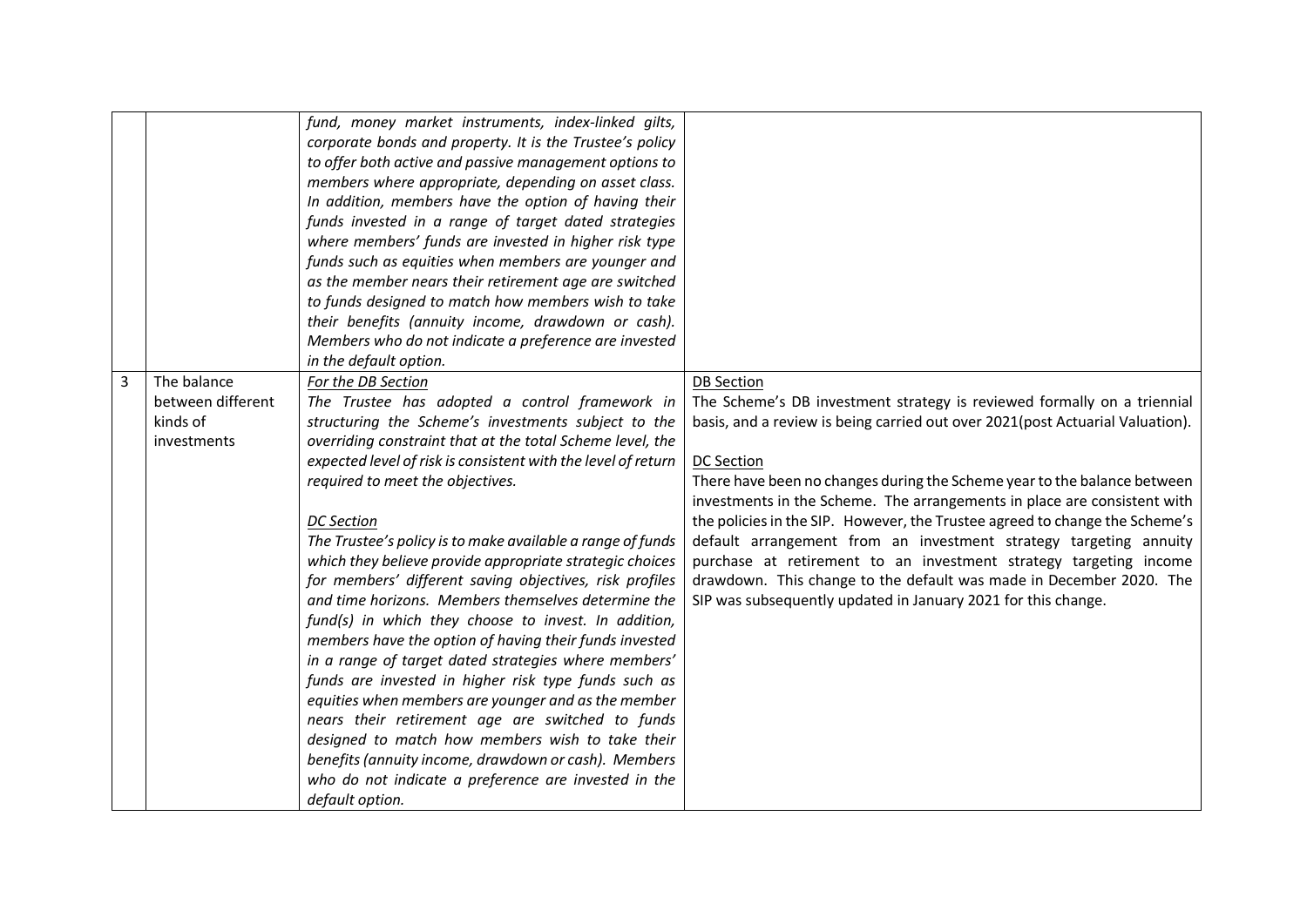| | | | |
|---|---|---|---|
| | | *fund, money market instruments, index-linked gilts, corporate bonds and property. It is the Trustee's policy to offer both active and passive management options to members where appropriate, depending on asset class. In addition, members have the option of having their funds invested in a range of target dated strategies where members' funds are invested in higher risk type funds such as equities when members are younger and as the member nears their retirement age are switched to funds designed to match how members wish to take their benefits (annuity income, drawdown or cash). Members who do not indicate a preference are invested in the default option.* | |
| 3 | The balance between different kinds of investments | <u>*For the DB Section*</u><br>*The Trustee has adopted a control framework in structuring the Scheme's investments subject to the overriding constraint that at the total Scheme level, the expected level of risk is consistent with the level of return required to meet the objectives.*<br><br><u>*DC Section*</u><br>*The Trustee's policy is to make available a range of funds which they believe provide appropriate strategic choices for members' different saving objectives, risk profiles and time horizons. Members themselves determine the fund(s) in which they choose to invest. In addition, members have the option of having their funds invested in a range of target dated strategies where members' funds are invested in higher risk type funds such as equities when members are younger and as the member nears their retirement age are switched to funds designed to match how members wish to take their benefits (annuity income, drawdown or cash). Members who do not indicate a preference are invested in the default option.* | <u>DB Section</u><br>The Scheme's DB investment strategy is reviewed formally on a triennial basis, and a review is being carried out over 2021(post Actuarial Valuation).<br><br><u>DC Section</u><br>There have been no changes during the Scheme year to the balance between investments in the Scheme. The arrangements in place are consistent with the policies in the SIP. However, the Trustee agreed to change the Scheme's default arrangement from an investment strategy targeting annuity purchase at retirement to an investment strategy targeting income drawdown. This change to the default was made in December 2020. The SIP was subsequently updated in January 2021 for this change. |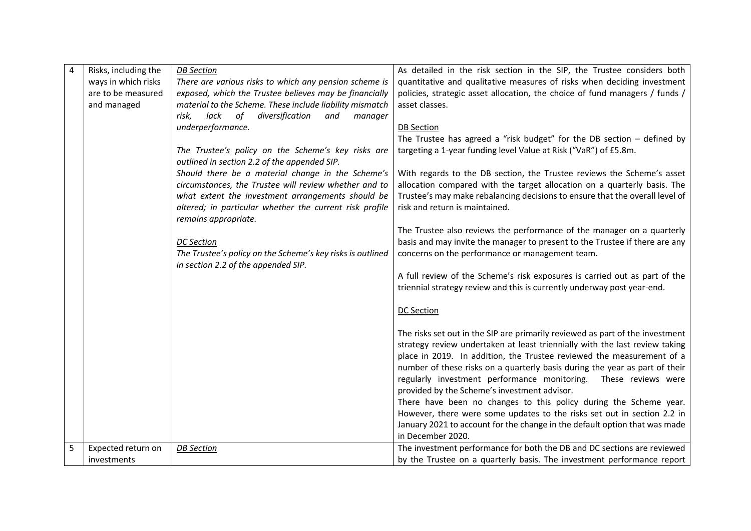| 4 | Risks, including the ways in which risks are to be measured and managed | <u>*DB Section*</u><br>*There are various risks to which any pension scheme is exposed, which the Trustee believes may be financially material to the Scheme. These include liability mismatch risk, lack of diversification and manager underperformance.*<br><br>*The Trustee's policy on the Scheme's key risks are outlined in section 2.2 of the appended SIP.*<br>*Should there be a material change in the Scheme's circumstances, the Trustee will review whether and to what extent the investment arrangements should be altered; in particular whether the current risk profile remains appropriate.*<br><br><u>*DC Section*</u><br>*The Trustee's policy on the Scheme's key risks is outlined in section 2.2 of the appended SIP.* | As detailed in the risk section in the SIP, the Trustee considers both quantitative and qualitative measures of risks when deciding investment policies, strategic asset allocation, the choice of fund managers / funds / asset classes.<br><br><u>DB Section</u><br>The Trustee has agreed a "risk budget" for the DB section – defined by targeting a 1-year funding level Value at Risk ("VaR") of £5.8m.<br><br>With regards to the DB section, the Trustee reviews the Scheme's asset allocation compared with the target allocation on a quarterly basis. The Trustee's may make rebalancing decisions to ensure that the overall level of risk and return is maintained.<br><br>The Trustee also reviews the performance of the manager on a quarterly basis and may invite the manager to present to the Trustee if there are any concerns on the performance or management team.<br><br>A full review of the Scheme's risk exposures is carried out as part of the triennial strategy review and this is currently underway post year-end.<br><br><u>DC Section</u><br><br>The risks set out in the SIP are primarily reviewed as part of the investment strategy review undertaken at least triennially with the last review taking place in 2019. In addition, the Trustee reviewed the measurement of a number of these risks on a quarterly basis during the year as part of their regularly investment performance monitoring. These reviews were provided by the Scheme's investment advisor.<br>There have been no changes to this policy during the Scheme year. However, there were some updates to the risks set out in section 2.2 in January 2021 to account for the change in the default option that was made in December 2020. |
|---|---|---|---|
| 5 | Expected return on investments | <u>*DB Section*</u> | The investment performance for both the DB and DC sections are reviewed by the Trustee on a quarterly basis. The investment performance report |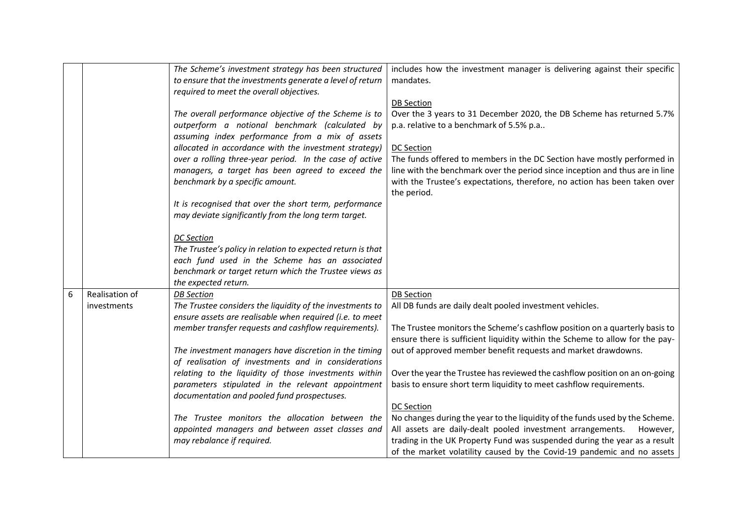| | | | |
|---|---|---|---|
| | | *The Scheme's investment strategy has been structured to ensure that the investments generate a level of return required to meet the overall objectives.*<br><br>*The overall performance objective of the Scheme is to outperform a notional benchmark (calculated by assuming index performance from a mix of assets allocated in accordance with the investment strategy) over a rolling three-year period. In the case of active managers, a target has been agreed to exceed the benchmark by a specific amount.*<br><br>*It is recognised that over the short term, performance may deviate significantly from the long term target.*<br><br>*DC Section*<br>*The Trustee's policy in relation to expected return is that each fund used in the Scheme has an associated benchmark or target return which the Trustee views as the expected return.* | includes how the investment manager is delivering against their specific mandates.<br><br>DB Section<br>Over the 3 years to 31 December 2020, the DB Scheme has returned 5.7% p.a. relative to a benchmark of 5.5% p.a..<br><br>DC Section<br>The funds offered to members in the DC Section have mostly performed in line with the benchmark over the period since inception and thus are in line with the Trustee's expectations, therefore, no action has been taken over the period. |
| 6 | Realisation of investments | *DB Section*<br>*The Trustee considers the liquidity of the investments to ensure assets are realisable when required (i.e. to meet member transfer requests and cashflow requirements).*<br><br>*The investment managers have discretion in the timing of realisation of investments and in considerations relating to the liquidity of those investments within parameters stipulated in the relevant appointment documentation and pooled fund prospectuses.*<br><br>*The Trustee monitors the allocation between the appointed managers and between asset classes and may rebalance if required.* | DB Section<br>All DB funds are daily dealt pooled investment vehicles.<br><br>The Trustee monitors the Scheme's cashflow position on a quarterly basis to ensure there is sufficient liquidity within the Scheme to allow for the pay-out of approved member benefit requests and market drawdowns.<br><br>Over the year the Trustee has reviewed the cashflow position on an on-going basis to ensure short term liquidity to meet cashflow requirements.<br><br>DC Section<br>No changes during the year to the liquidity of the funds used by the Scheme. All assets are daily-dealt pooled investment arrangements. However, trading in the UK Property Fund was suspended during the year as a result of the market volatility caused by the Covid-19 pandemic and no assets |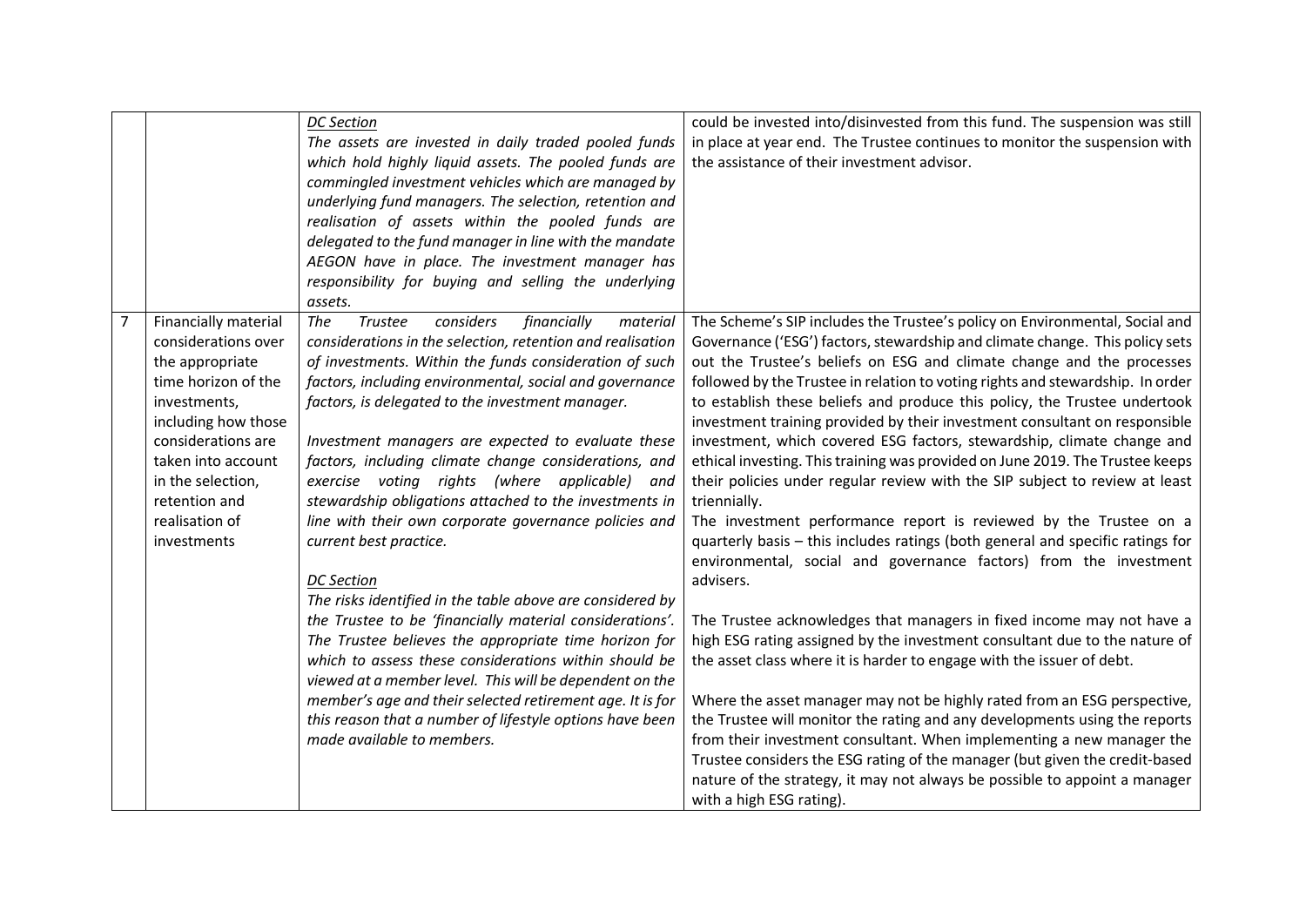| | | | |
|---|---|---|---|
| | | *DC Section*<br>*The assets are invested in daily traded pooled funds which hold highly liquid assets. The pooled funds are commingled investment vehicles which are managed by underlying fund managers. The selection, retention and realisation of assets within the pooled funds are delegated to the fund manager in line with the mandate AEGON have in place. The investment manager has responsibility for buying and selling the underlying assets.* | could be invested into/disinvested from this fund. The suspension was still in place at year end. The Trustee continues to monitor the suspension with the assistance of their investment advisor. |
| 7 | Financially material considerations over the appropriate time horizon of the investments, including how those considerations are taken into account in the selection, retention and realisation of investments | *The Trustee considers financially material considerations in the selection, retention and realisation of investments. Within the funds consideration of such factors, including environmental, social and governance factors, is delegated to the investment manager.*<br><br>*Investment managers are expected to evaluate these factors, including climate change considerations, and exercise voting rights (where applicable) and stewardship obligations attached to the investments in line with their own corporate governance policies and current best practice.*<br><br>*DC Section*<br>*The risks identified in the table above are considered by the Trustee to be 'financially material considerations'. The Trustee believes the appropriate time horizon for which to assess these considerations within should be viewed at a member level. This will be dependent on the member's age and their selected retirement age. It is for this reason that a number of lifestyle options have been made available to members.* | The Scheme's SIP includes the Trustee's policy on Environmental, Social and Governance ('ESG') factors, stewardship and climate change. This policy sets out the Trustee's beliefs on ESG and climate change and the processes followed by the Trustee in relation to voting rights and stewardship. In order to establish these beliefs and produce this policy, the Trustee undertook investment training provided by their investment consultant on responsible investment, which covered ESG factors, stewardship, climate change and ethical investing. This training was provided on June 2019. The Trustee keeps their policies under regular review with the SIP subject to review at least triennially.<br>The investment performance report is reviewed by the Trustee on a quarterly basis – this includes ratings (both general and specific ratings for environmental, social and governance factors) from the investment advisers.<br><br>The Trustee acknowledges that managers in fixed income may not have a high ESG rating assigned by the investment consultant due to the nature of the asset class where it is harder to engage with the issuer of debt.<br><br>Where the asset manager may not be highly rated from an ESG perspective, the Trustee will monitor the rating and any developments using the reports from their investment consultant. When implementing a new manager the Trustee considers the ESG rating of the manager (but given the credit-based nature of the strategy, it may not always be possible to appoint a manager with a high ESG rating). |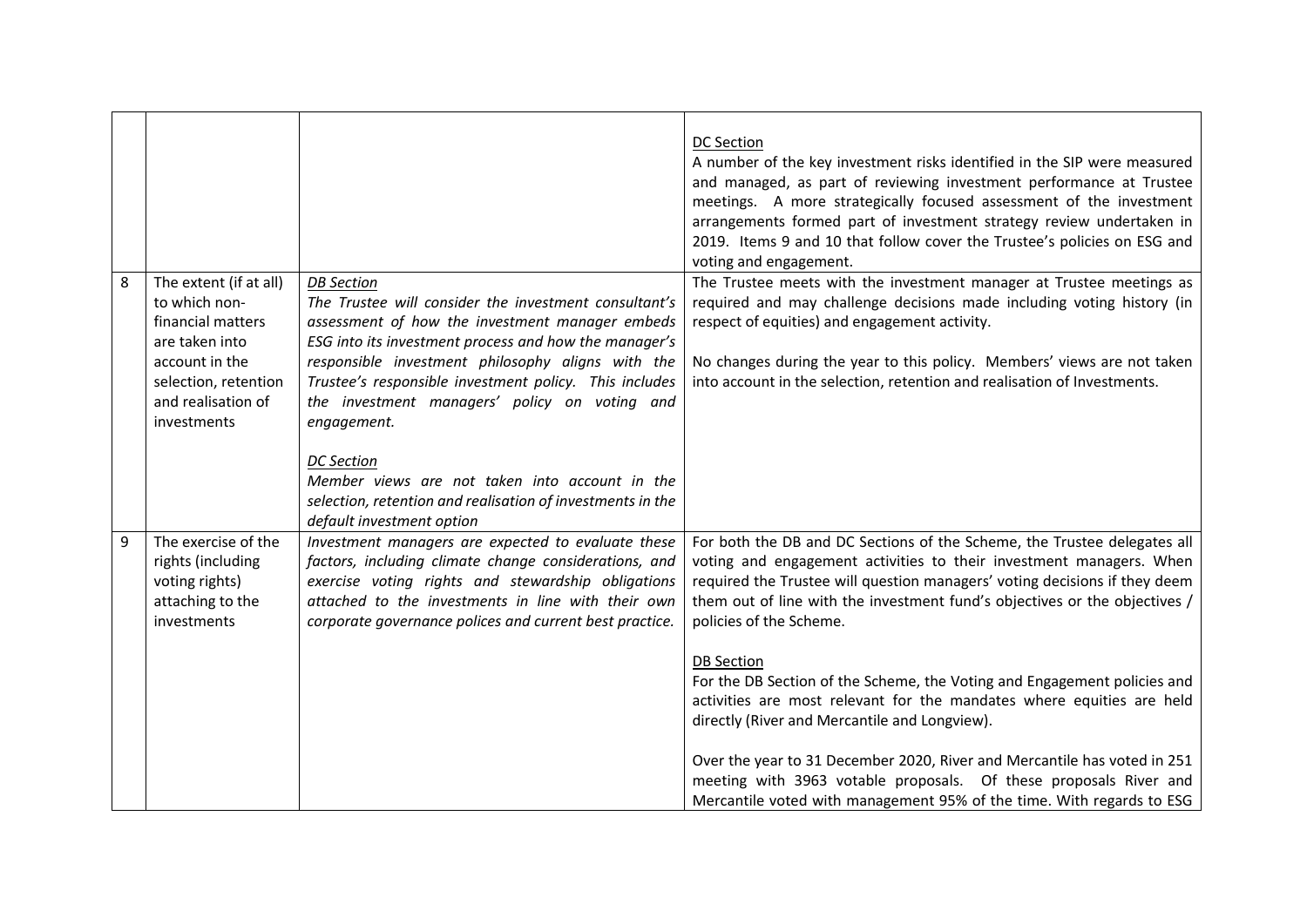| | | | |
|---|---|---|---|
| | | | <u>DC Section</u><br>A number of the key investment risks identified in the SIP were measured and managed, as part of reviewing investment performance at Trustee meetings. A more strategically focused assessment of the investment arrangements formed part of investment strategy review undertaken in 2019. Items 9 and 10 that follow cover the Trustee's policies on ESG and voting and engagement. |
| 8 | The extent (if at all) to which non-financial matters are taken into account in the selection, retention and realisation of investments | <u>*DB Section*</u><br>*The Trustee will consider the investment consultant's assessment of how the investment manager embeds ESG into its investment process and how the manager's responsible investment philosophy aligns with the Trustee's responsible investment policy. This includes the investment managers' policy on voting and engagement.*<br><br><u>*DC Section*</u><br>*Member views are not taken into account in the selection, retention and realisation of investments in the default investment option* | The Trustee meets with the investment manager at Trustee meetings as required and may challenge decisions made including voting history (in respect of equities) and engagement activity.<br><br>No changes during the year to this policy. Members' views are not taken into account in the selection, retention and realisation of Investments. |
| 9 | The exercise of the rights (including voting rights) attaching to the investments | *Investment managers are expected to evaluate these factors, including climate change considerations, and exercise voting rights and stewardship obligations attached to the investments in line with their own corporate governance polices and current best practice.* | For both the DB and DC Sections of the Scheme, the Trustee delegates all voting and engagement activities to their investment managers. When required the Trustee will question managers' voting decisions if they deem them out of line with the investment fund's objectives or the objectives / policies of the Scheme.<br><br><u>DB Section</u><br>For the DB Section of the Scheme, the Voting and Engagement policies and activities are most relevant for the mandates where equities are held directly (River and Mercantile and Longview).<br><br>Over the year to 31 December 2020, River and Mercantile has voted in 251 meeting with 3963 votable proposals. Of these proposals River and Mercantile voted with management 95% of the time. With regards to ESG |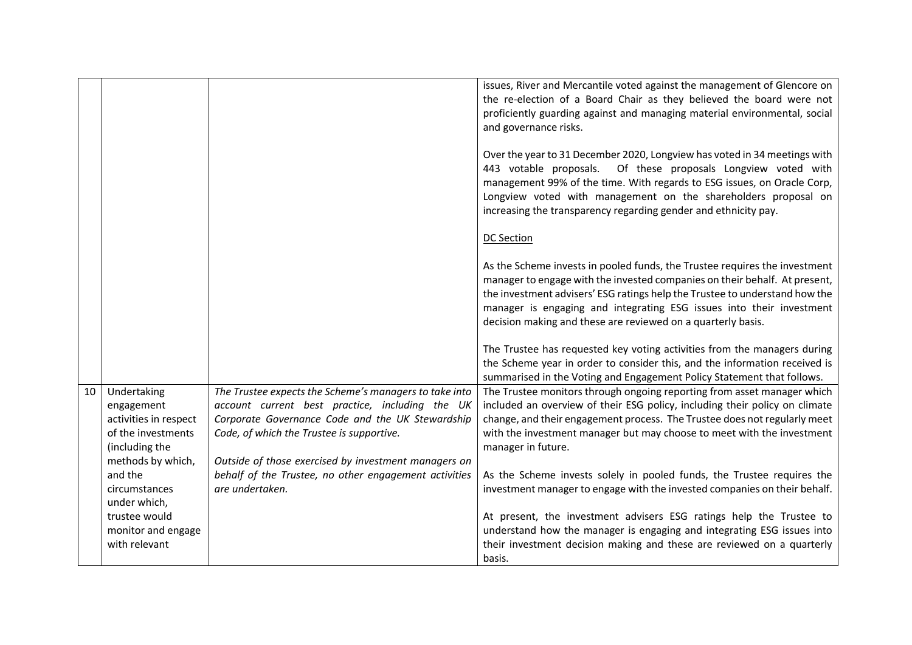| | | | |
|---|---|---|---|
| | | | issues, River and Mercantile voted against the management of Glencore on the re-election of a Board Chair as they believed the board were not proficiently guarding against and managing material environmental, social and governance risks.<br><br>Over the year to 31 December 2020, Longview has voted in 34 meetings with 443 votable proposals. Of these proposals Longview voted with management 99% of the time. With regards to ESG issues, on Oracle Corp, Longview voted with management on the shareholders proposal on increasing the transparency regarding gender and ethnicity pay.<br><br><u>DC Section</u><br><br>As the Scheme invests in pooled funds, the Trustee requires the investment manager to engage with the invested companies on their behalf. At present, the investment advisers' ESG ratings help the Trustee to understand how the manager is engaging and integrating ESG issues into their investment decision making and these are reviewed on a quarterly basis.<br><br>The Trustee has requested key voting activities from the managers during the Scheme year in order to consider this, and the information received is summarised in the Voting and Engagement Policy Statement that follows. |
| 10 | Undertaking engagement activities in respect of the investments (including the methods by which, and the circumstances under which, trustee would monitor and engage with relevant | *The Trustee expects the Scheme's managers to take into account current best practice, including the UK Corporate Governance Code and the UK Stewardship Code, of which the Trustee is supportive.*<br><br>*Outside of those exercised by investment managers on behalf of the Trustee, no other engagement activities are undertaken.* | The Trustee monitors through ongoing reporting from asset manager which included an overview of their ESG policy, including their policy on climate change, and their engagement process. The Trustee does not regularly meet with the investment manager but may choose to meet with the investment manager in future.<br><br>As the Scheme invests solely in pooled funds, the Trustee requires the investment manager to engage with the invested companies on their behalf.<br><br>At present, the investment advisers ESG ratings help the Trustee to understand how the manager is engaging and integrating ESG issues into their investment decision making and these are reviewed on a quarterly basis. |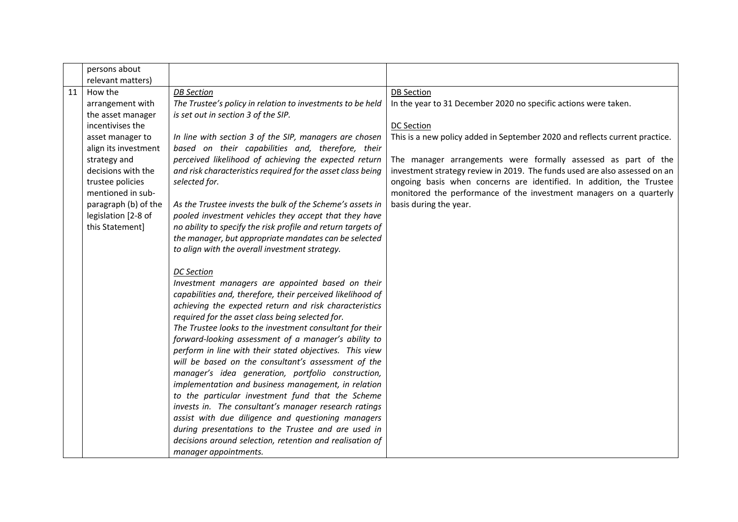| | | | |
|---|---|---|---|
| | persons about relevant matters) | | |
| 11 | How the arrangement with the asset manager incentivises the asset manager to align its investment strategy and decisions with the trustee policies mentioned in sub-paragraph (b) of the legislation [2-8 of this Statement] | <u>DB Section</u><br>*The Trustee's policy in relation to investments to be held is set out in section 3 of the SIP.*<br><br>*In line with section 3 of the SIP, managers are chosen based on their capabilities and, therefore, their perceived likelihood of achieving the expected return and risk characteristics required for the asset class being selected for.*<br><br>*As the Trustee invests the bulk of the Scheme's assets in pooled investment vehicles they accept that they have no ability to specify the risk profile and return targets of the manager, but appropriate mandates can be selected to align with the overall investment strategy.*<br><br><u>DC Section</u><br>*Investment managers are appointed based on their capabilities and, therefore, their perceived likelihood of achieving the expected return and risk characteristics required for the asset class being selected for.*<br>*The Trustee looks to the investment consultant for their forward-looking assessment of a manager's ability to perform in line with their stated objectives. This view will be based on the consultant's assessment of the manager's idea generation, portfolio construction, implementation and business management, in relation to the particular investment fund that the Scheme invests in. The consultant's manager research ratings assist with due diligence and questioning managers during presentations to the Trustee and are used in decisions around selection, retention and realisation of manager appointments.* | <u>DB Section</u><br>In the year to 31 December 2020 no specific actions were taken.<br><br><u>DC Section</u><br>This is a new policy added in September 2020 and reflects current practice.<br><br>The manager arrangements were formally assessed as part of the investment strategy review in 2019. The funds used are also assessed on an ongoing basis when concerns are identified. In addition, the Trustee monitored the performance of the investment managers on a quarterly basis during the year. |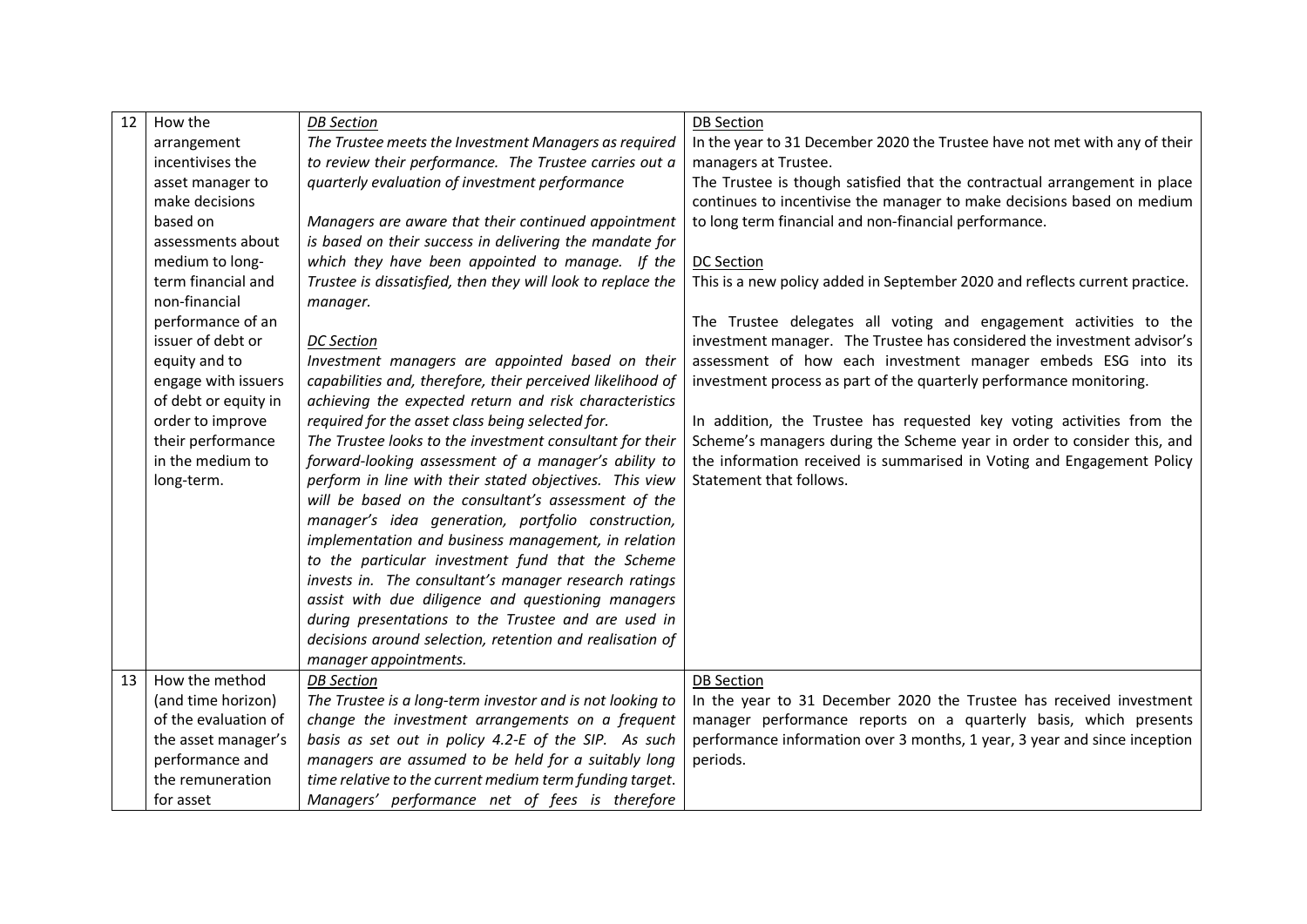| | | | |
|---|---|---|---|
| 12 | How the arrangement incentivises the asset manager to make decisions based on assessments about medium to long-term financial and non-financial performance of an issuer of debt or equity and to engage with issuers of debt or equity in order to improve their performance in the medium to long-term. | <u>*DB Section*</u><br>*The Trustee meets the Investment Managers as required to review their performance. The Trustee carries out a quarterly evaluation of investment performance*<br><br>*Managers are aware that their continued appointment is based on their success in delivering the mandate for which they have been appointed to manage. If the Trustee is dissatisfied, then they will look to replace the manager.*<br><br><u>*DC Section*</u><br>*Investment managers are appointed based on their capabilities and, therefore, their perceived likelihood of achieving the expected return and risk characteristics required for the asset class being selected for.*<br>*The Trustee looks to the investment consultant for their forward-looking assessment of a manager's ability to perform in line with their stated objectives. This view will be based on the consultant's assessment of the manager's idea generation, portfolio construction, implementation and business management, in relation to the particular investment fund that the Scheme invests in. The consultant's manager research ratings assist with due diligence and questioning managers during presentations to the Trustee and are used in decisions around selection, retention and realisation of manager appointments.* | <u>DB Section</u><br>In the year to 31 December 2020 the Trustee have not met with any of their managers at Trustee.<br>The Trustee is though satisfied that the contractual arrangement in place continues to incentivise the manager to make decisions based on medium to long term financial and non-financial performance.<br><br><u>DC Section</u><br>This is a new policy added in September 2020 and reflects current practice.<br><br>The Trustee delegates all voting and engagement activities to the investment manager. The Trustee has considered the investment advisor's assessment of how each investment manager embeds ESG into its investment process as part of the quarterly performance monitoring.<br><br>In addition, the Trustee has requested key voting activities from the Scheme's managers during the Scheme year in order to consider this, and the information received is summarised in Voting and Engagement Policy Statement that follows. |
| 13 | How the method (and time horizon) of the evaluation of the asset manager's performance and the remuneration for asset | <u>*DB Section*</u><br>*The Trustee is a long-term investor and is not looking to change the investment arrangements on a frequent basis as set out in policy 4.2-E of the SIP. As such managers are assumed to be held for a suitably long time relative to the current medium term funding target. Managers' performance net of fees is therefore* | <u>DB Section</u><br>In the year to 31 December 2020 the Trustee has received investment manager performance reports on a quarterly basis, which presents performance information over 3 months, 1 year, 3 year and since inception periods. |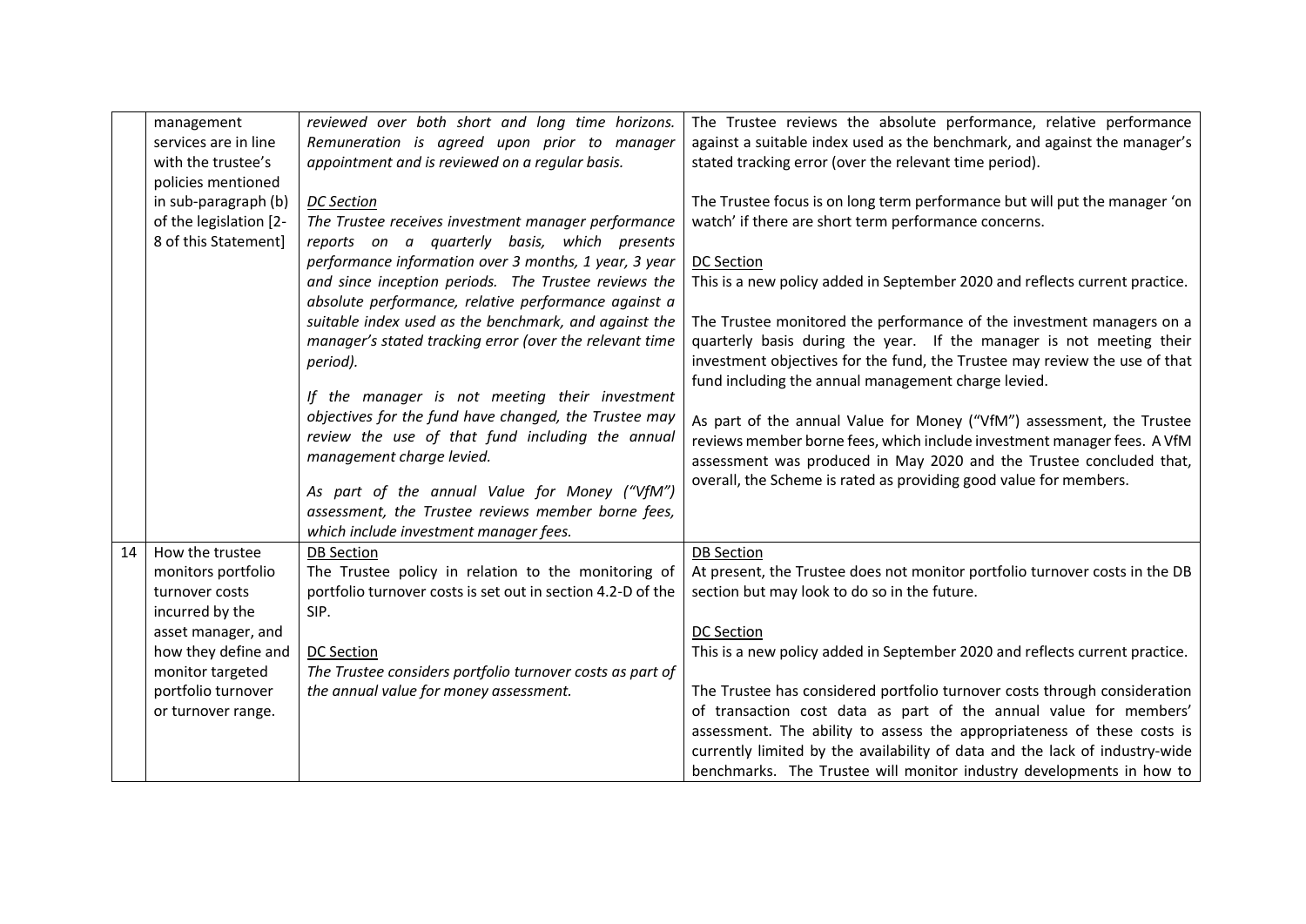| | | | |
|---|---|---|---|
| | management services are in line with the trustee's policies mentioned in sub-paragraph (b) of the legislation [2-8 of this Statement] | *reviewed over both short and long time horizons. Remuneration is agreed upon prior to manager appointment and is reviewed on a regular basis.*<br><br><u>*DC Section*</u><br>*The Trustee receives investment manager performance reports on a quarterly basis, which presents performance information over 3 months, 1 year, 3 year and since inception periods. The Trustee reviews the absolute performance, relative performance against a suitable index used as the benchmark, and against the manager's stated tracking error (over the relevant time period).*<br><br>*If the manager is not meeting their investment objectives for the fund have changed, the Trustee may review the use of that fund including the annual management charge levied.*<br><br>*As part of the annual Value for Money ("VfM") assessment, the Trustee reviews member borne fees, which include investment manager fees.* | The Trustee reviews the absolute performance, relative performance against a suitable index used as the benchmark, and against the manager's stated tracking error (over the relevant time period).<br><br>The Trustee focus is on long term performance but will put the manager 'on watch' if there are short term performance concerns.<br><br><u>DC Section</u><br>This is a new policy added in September 2020 and reflects current practice.<br><br>The Trustee monitored the performance of the investment managers on a quarterly basis during the year. If the manager is not meeting their investment objectives for the fund, the Trustee may review the use of that fund including the annual management charge levied.<br><br>As part of the annual Value for Money ("VfM") assessment, the Trustee reviews member borne fees, which include investment manager fees. A VfM assessment was produced in May 2020 and the Trustee concluded that, overall, the Scheme is rated as providing good value for members. |
| 14 | How the trustee monitors portfolio turnover costs incurred by the asset manager, and how they define and monitor targeted portfolio turnover or turnover range. | <u>DB Section</u><br>The Trustee policy in relation to the monitoring of portfolio turnover costs is set out in section 4.2-D of the SIP.<br><br><u>DC Section</u><br>*The Trustee considers portfolio turnover costs as part of the annual value for money assessment.* | <u>DB Section</u><br>At present, the Trustee does not monitor portfolio turnover costs in the DB section but may look to do so in the future.<br><br><u>DC Section</u><br>This is a new policy added in September 2020 and reflects current practice.<br><br>The Trustee has considered portfolio turnover costs through consideration of transaction cost data as part of the annual value for members' assessment. The ability to assess the appropriateness of these costs is currently limited by the availability of data and the lack of industry-wide benchmarks. The Trustee will monitor industry developments in how to |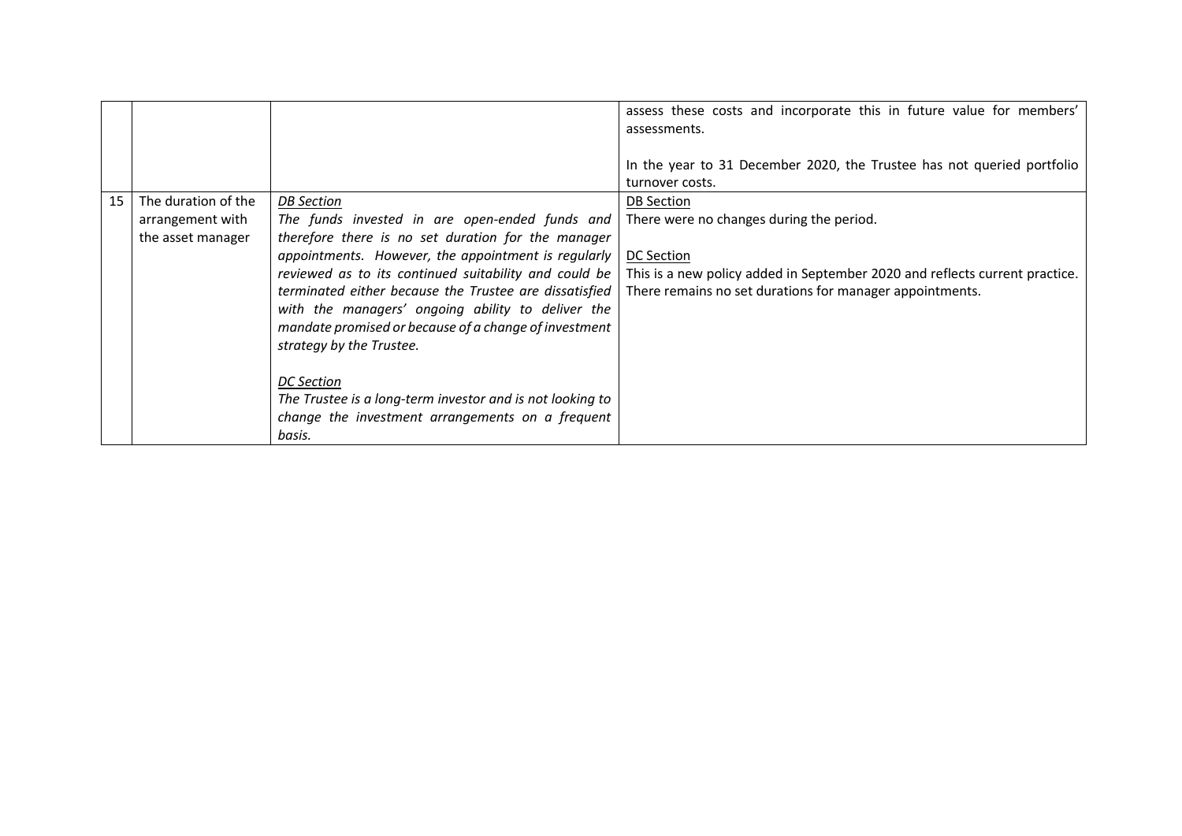| | | | |
|---|---|---|---|
| | | | assess these costs and incorporate this in future value for members' assessments.<br><br>In the year to 31 December 2020, the Trustee has not queried portfolio turnover costs. |
| 15 | The duration of the arrangement with the asset manager | <u>*DB Section*</u><br>*The funds invested in are open-ended funds and therefore there is no set duration for the manager appointments. However, the appointment is regularly reviewed as to its continued suitability and could be terminated either because the Trustee are dissatisfied with the managers' ongoing ability to deliver the mandate promised or because of a change of investment strategy by the Trustee.*<br><br><u>*DC Section*</u><br>*The Trustee is a long-term investor and is not looking to change the investment arrangements on a frequent basis.* | <u>DB Section</u><br>There were no changes during the period.<br><br><u>DC Section</u><br>This is a new policy added in September 2020 and reflects current practice. There remains no set durations for manager appointments. |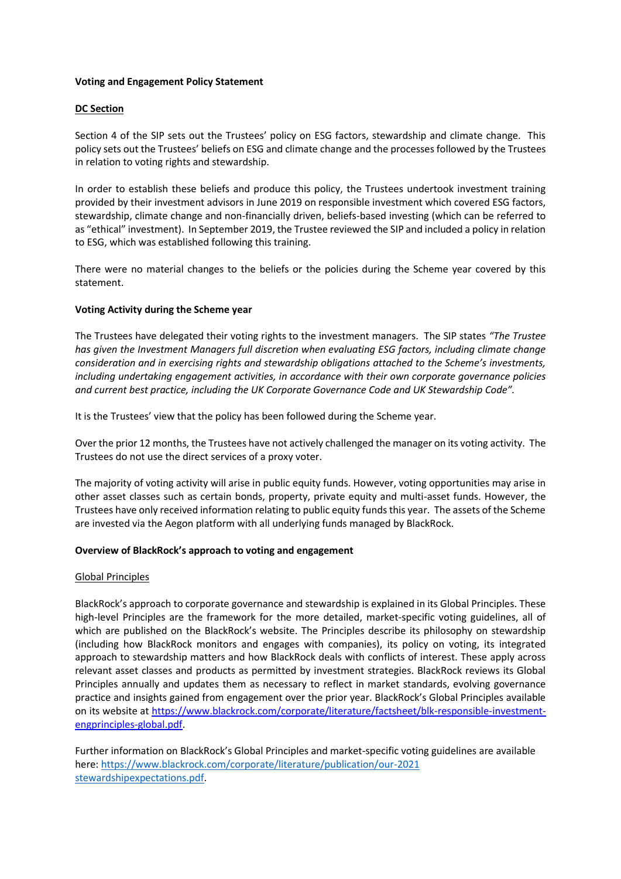**Voting and Engagement Policy Statement**

**DC Section**

Section 4 of the SIP sets out the Trustees' policy on ESG factors, stewardship and climate change. This policy sets out the Trustees' beliefs on ESG and climate change and the processes followed by the Trustees in relation to voting rights and stewardship.

In order to establish these beliefs and produce this policy, the Trustees undertook investment training provided by their investment advisors in June 2019 on responsible investment which covered ESG factors, stewardship, climate change and non-financially driven, beliefs-based investing (which can be referred to as "ethical" investment). In September 2019, the Trustee reviewed the SIP and included a policy in relation to ESG, which was established following this training.

There were no material changes to the beliefs or the policies during the Scheme year covered by this statement.

**Voting Activity during the Scheme year**

The Trustees have delegated their voting rights to the investment managers. The SIP states *"The Trustee has given the Investment Managers full discretion when evaluating ESG factors, including climate change consideration and in exercising rights and stewardship obligations attached to the Scheme's investments, including undertaking engagement activities, in accordance with their own corporate governance policies and current best practice, including the UK Corporate Governance Code and UK Stewardship Code"*.

It is the Trustees' view that the policy has been followed during the Scheme year.

Over the prior 12 months, the Trustees have not actively challenged the manager on its voting activity. The Trustees do not use the direct services of a proxy voter.

The majority of voting activity will arise in public equity funds. However, voting opportunities may arise in other asset classes such as certain bonds, property, private equity and multi-asset funds. However, the Trustees have only received information relating to public equity funds this year. The assets of the Scheme are invested via the Aegon platform with all underlying funds managed by BlackRock.

**Overview of BlackRock's approach to voting and engagement**

Global Principles

BlackRock's approach to corporate governance and stewardship is explained in its Global Principles. These high-level Principles are the framework for the more detailed, market-specific voting guidelines, all of which are published on the BlackRock's website. The Principles describe its philosophy on stewardship (including how BlackRock monitors and engages with companies), its policy on voting, its integrated approach to stewardship matters and how BlackRock deals with conflicts of interest. These apply across relevant asset classes and products as permitted by investment strategies. BlackRock reviews its Global Principles annually and updates them as necessary to reflect in market standards, evolving governance practice and insights gained from engagement over the prior year. BlackRock's Global Principles available on its website at [https://www.blackrock.com/corporate/literature/factsheet/blk-responsible-investment-engprinciples-global.pdf](https://www.blackrock.com/corporate/literature/factsheet/blk-responsible-investment-engprinciples-global.pdf).

Further information on BlackRock's Global Principles and market-specific voting guidelines are available here: [https://www.blackrock.com/corporate/literature/publication/our-2021 stewardshipexpectations.pdf](https://www.blackrock.com/corporate/literature/publication/our-2021-stewardshipexpectations.pdf).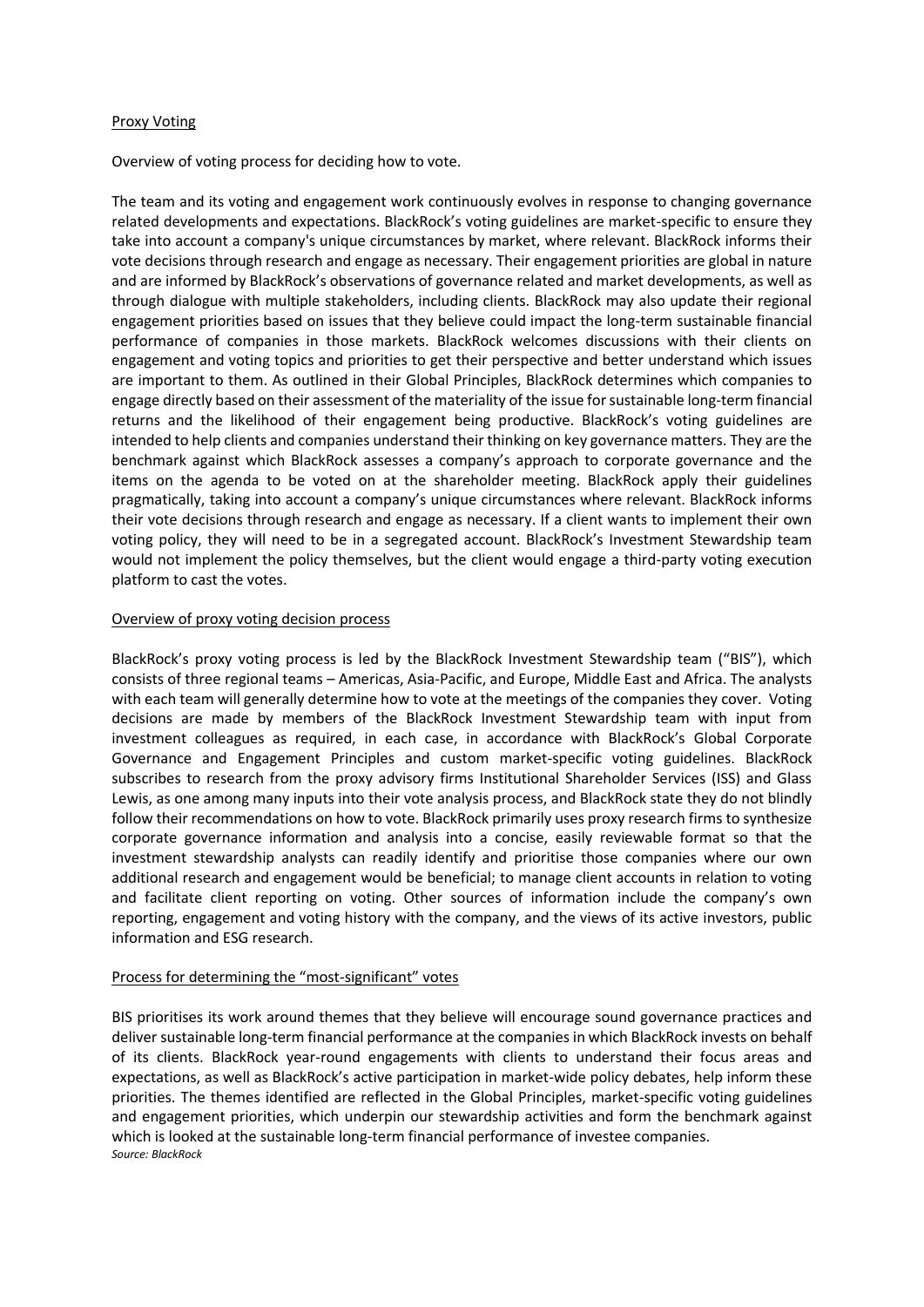Proxy Voting

Overview of voting process for deciding how to vote.

The team and its voting and engagement work continuously evolves in response to changing governance related developments and expectations. BlackRock's voting guidelines are market-specific to ensure they take into account a company's unique circumstances by market, where relevant. BlackRock informs their vote decisions through research and engage as necessary. Their engagement priorities are global in nature and are informed by BlackRock's observations of governance related and market developments, as well as through dialogue with multiple stakeholders, including clients. BlackRock may also update their regional engagement priorities based on issues that they believe could impact the long-term sustainable financial performance of companies in those markets. BlackRock welcomes discussions with their clients on engagement and voting topics and priorities to get their perspective and better understand which issues are important to them. As outlined in their Global Principles, BlackRock determines which companies to engage directly based on their assessment of the materiality of the issue for sustainable long-term financial returns and the likelihood of their engagement being productive. BlackRock's voting guidelines are intended to help clients and companies understand their thinking on key governance matters. They are the benchmark against which BlackRock assesses a company's approach to corporate governance and the items on the agenda to be voted on at the shareholder meeting. BlackRock apply their guidelines pragmatically, taking into account a company's unique circumstances where relevant. BlackRock informs their vote decisions through research and engage as necessary. If a client wants to implement their own voting policy, they will need to be in a segregated account. BlackRock's Investment Stewardship team would not implement the policy themselves, but the client would engage a third-party voting execution platform to cast the votes.

Overview of proxy voting decision process

BlackRock's proxy voting process is led by the BlackRock Investment Stewardship team ("BIS"), which consists of three regional teams – Americas, Asia-Pacific, and Europe, Middle East and Africa. The analysts with each team will generally determine how to vote at the meetings of the companies they cover. Voting decisions are made by members of the BlackRock Investment Stewardship team with input from investment colleagues as required, in each case, in accordance with BlackRock's Global Corporate Governance and Engagement Principles and custom market-specific voting guidelines. BlackRock subscribes to research from the proxy advisory firms Institutional Shareholder Services (ISS) and Glass Lewis, as one among many inputs into their vote analysis process, and BlackRock state they do not blindly follow their recommendations on how to vote. BlackRock primarily uses proxy research firms to synthesize corporate governance information and analysis into a concise, easily reviewable format so that the investment stewardship analysts can readily identify and prioritise those companies where our own additional research and engagement would be beneficial; to manage client accounts in relation to voting and facilitate client reporting on voting. Other sources of information include the company's own reporting, engagement and voting history with the company, and the views of its active investors, public information and ESG research.

Process for determining the "most-significant" votes

BIS prioritises its work around themes that they believe will encourage sound governance practices and deliver sustainable long-term financial performance at the companies in which BlackRock invests on behalf of its clients. BlackRock year-round engagements with clients to understand their focus areas and expectations, as well as BlackRock's active participation in market-wide policy debates, help inform these priorities. The themes identified are reflected in the Global Principles, market-specific voting guidelines and engagement priorities, which underpin our stewardship activities and form the benchmark against which is looked at the sustainable long-term financial performance of investee companies.

*Source: BlackRock*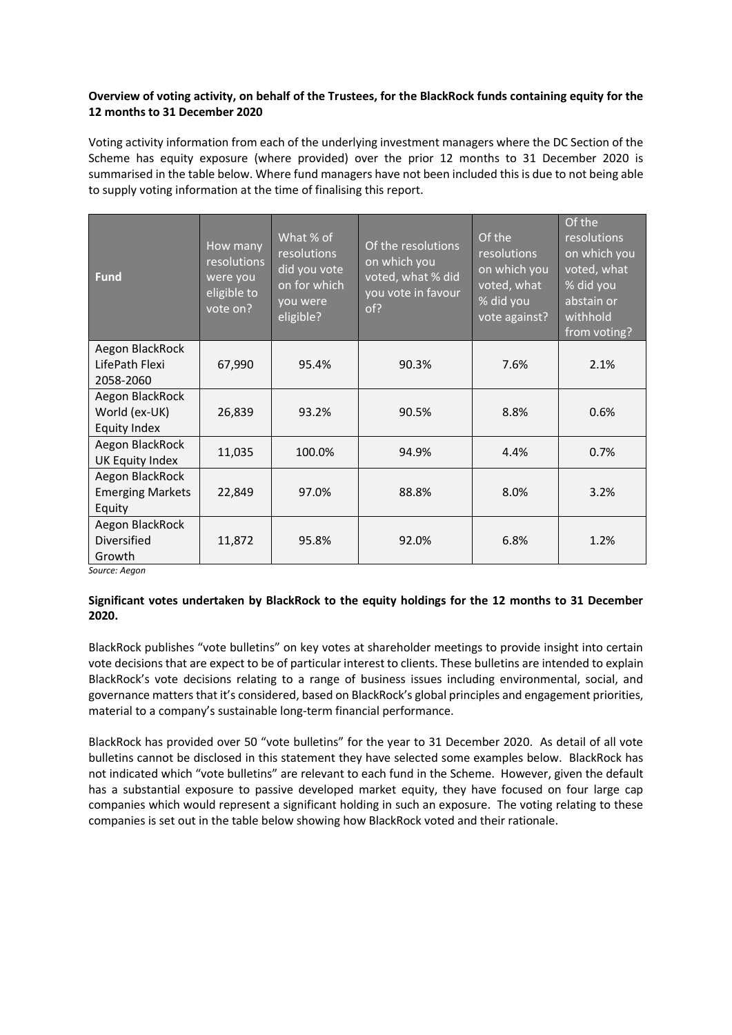**Overview of voting activity, on behalf of the Trustees, for the BlackRock funds containing equity for the 12 months to 31 December 2020**

Voting activity information from each of the underlying investment managers where the DC Section of the Scheme has equity exposure (where provided) over the prior 12 months to 31 December 2020 is summarised in the table below. Where fund managers have not been included this is due to not being able to supply voting information at the time of finalising this report.

| Fund | How many resolutions were you eligible to vote on? | What % of resolutions did you vote on for which you were eligible? | Of the resolutions on which you voted, what % did you vote in favour of? | Of the resolutions on which you voted, what % did you vote against? | Of the resolutions on which you voted, what % did you abstain or withhold from voting? |
|---|---|---|---|---|---|
| Aegon BlackRock LifePath Flexi 2058-2060 | 67,990 | 95.4% | 90.3% | 7.6% | 2.1% |
| Aegon BlackRock World (ex-UK) Equity Index | 26,839 | 93.2% | 90.5% | 8.8% | 0.6% |
| Aegon BlackRock UK Equity Index | 11,035 | 100.0% | 94.9% | 4.4% | 0.7% |
| Aegon BlackRock Emerging Markets Equity | 22,849 | 97.0% | 88.8% | 8.0% | 3.2% |
| Aegon BlackRock Diversified Growth | 11,872 | 95.8% | 92.0% | 6.8% | 1.2% |

*Source: Aegon*

**Significant votes undertaken by BlackRock to the equity holdings for the 12 months to 31 December 2020.**

BlackRock publishes "vote bulletins" on key votes at shareholder meetings to provide insight into certain vote decisions that are expect to be of particular interest to clients. These bulletins are intended to explain BlackRock's vote decisions relating to a range of business issues including environmental, social, and governance matters that it's considered, based on BlackRock's global principles and engagement priorities, material to a company's sustainable long-term financial performance.

BlackRock has provided over 50 "vote bulletins" for the year to 31 December 2020. As detail of all vote bulletins cannot be disclosed in this statement they have selected some examples below. BlackRock has not indicated which "vote bulletins" are relevant to each fund in the Scheme. However, given the default has a substantial exposure to passive developed market equity, they have focused on four large cap companies which would represent a significant holding in such an exposure. The voting relating to these companies is set out in the table below showing how BlackRock voted and their rationale.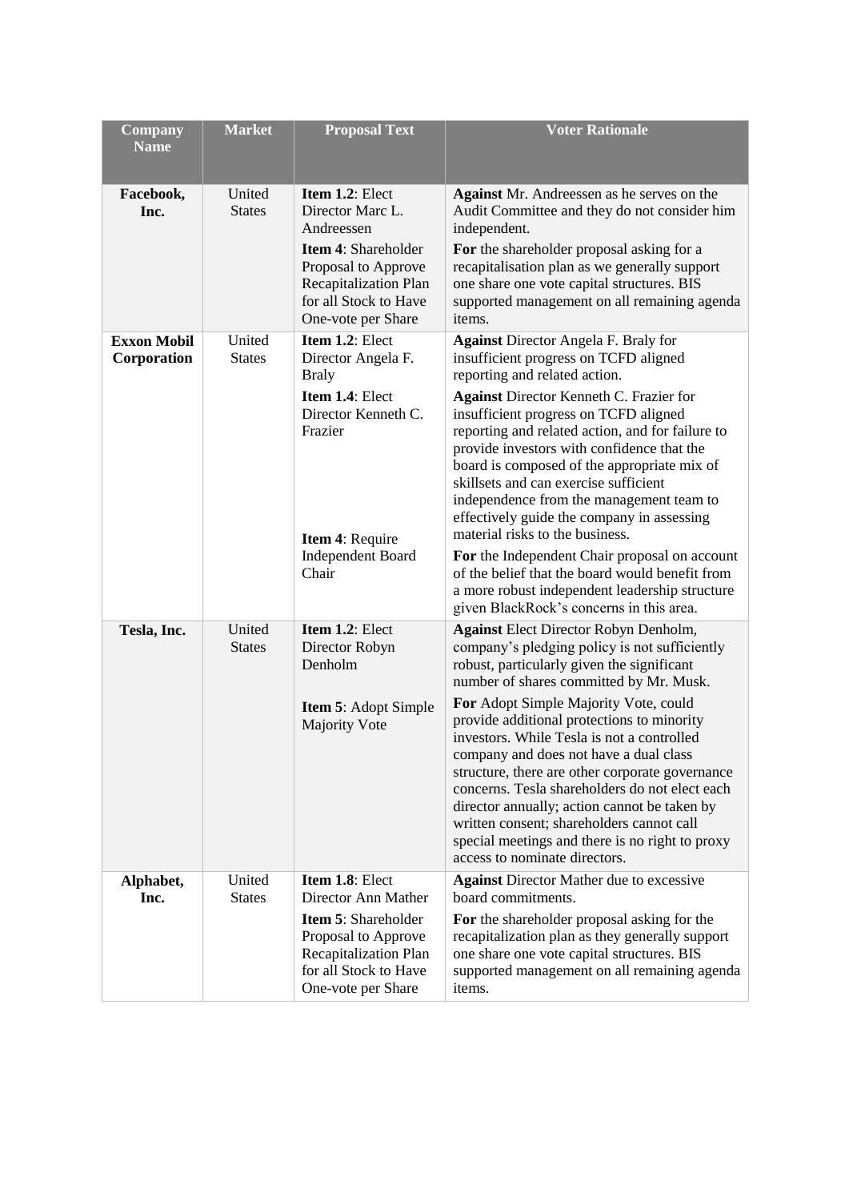| Company Name | Market | Proposal Text | Voter Rationale |
| --- | --- | --- | --- |
| **Facebook, Inc.** | United States | **Item 1.2**: Elect Director Marc L. Andreessen | **Against** Mr. Andreessen as he serves on the Audit Committee and they do not consider him independent. |
| | | **Item 4**: Shareholder Proposal to Approve Recapitalization Plan for all Stock to Have One-vote per Share | **For** the shareholder proposal asking for a recapitalisation plan as we generally support one share one vote capital structures. BIS supported management on all remaining agenda items. |
| **Exxon Mobil Corporation** | United States | **Item 1.2**: Elect Director Angela F. Braly | **Against** Director Angela F. Braly for insufficient progress on TCFD aligned reporting and related action. |
| | | **Item 1.4**: Elect Director Kenneth C. Frazier | **Against** Director Kenneth C. Frazier for insufficient progress on TCFD aligned reporting and related action, and for failure to provide investors with confidence that the board is composed of the appropriate mix of skillsets and can exercise sufficient independence from the management team to effectively guide the company in assessing material risks to the business. |
| | | **Item 4**: Require Independent Board Chair | **For** the Independent Chair proposal on account of the belief that the board would benefit from a more robust independent leadership structure given BlackRock's concerns in this area. |
| **Tesla, Inc.** | United States | **Item 1.2**: Elect Director Robyn Denholm | **Against** Elect Director Robyn Denholm, company's pledging policy is not sufficiently robust, particularly given the significant number of shares committed by Mr. Musk. |
| | | **Item 5**: Adopt Simple Majority Vote | **For** Adopt Simple Majority Vote, could provide additional protections to minority investors. While Tesla is not a controlled company and does not have a dual class structure, there are other corporate governance concerns. Tesla shareholders do not elect each director annually; action cannot be taken by written consent; shareholders cannot call special meetings and there is no right to proxy access to nominate directors. |
| **Alphabet, Inc.** | United States | **Item 1.8**: Elect Director Ann Mather | **Against** Director Mather due to excessive board commitments. |
| | | **Item 5**: Shareholder Proposal to Approve Recapitalization Plan for all Stock to Have One-vote per Share | **For** the shareholder proposal asking for the recapitalization plan as they generally support one share one vote capital structures. BIS supported management on all remaining agenda items. |